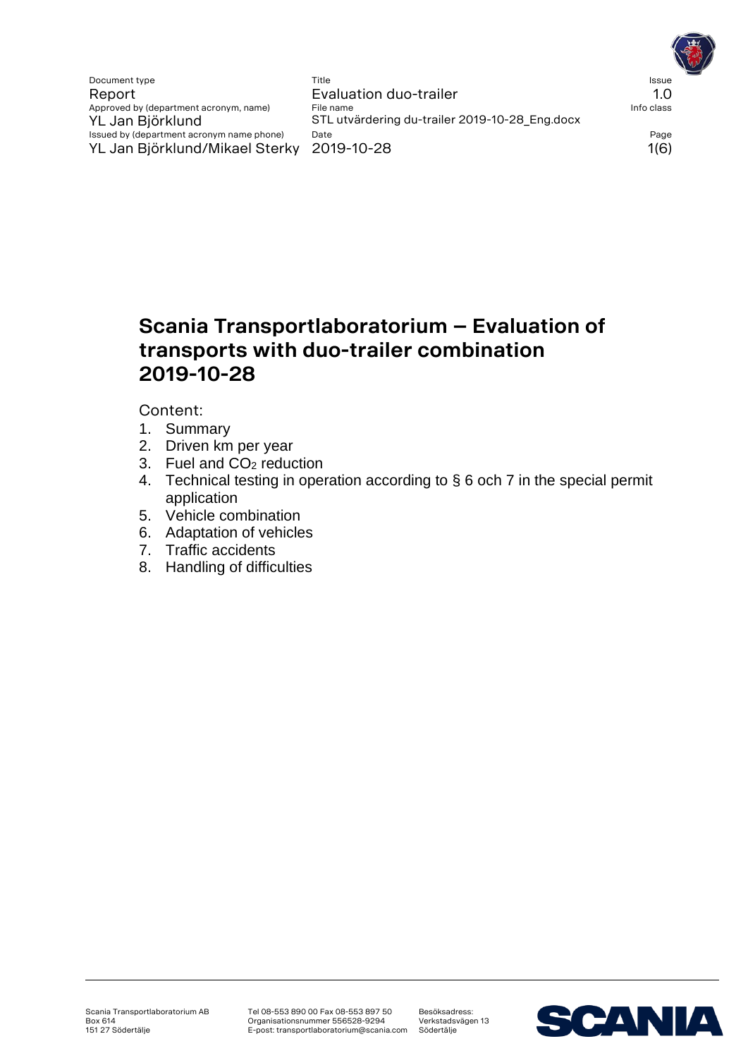# Scania Transportlaboratorium – Evaluation of transports with duo-trailer combination 2019-10-28

Content:

1. Summary
2. Driven km per year
3. Fuel and $CO_2$ reduction
4. Technical testing in operation according to § 6 och 7 in the special permit application
5. Vehicle combination
6. Adaptation of vehicles
7. Traffic accidents
8. Handling of difficulties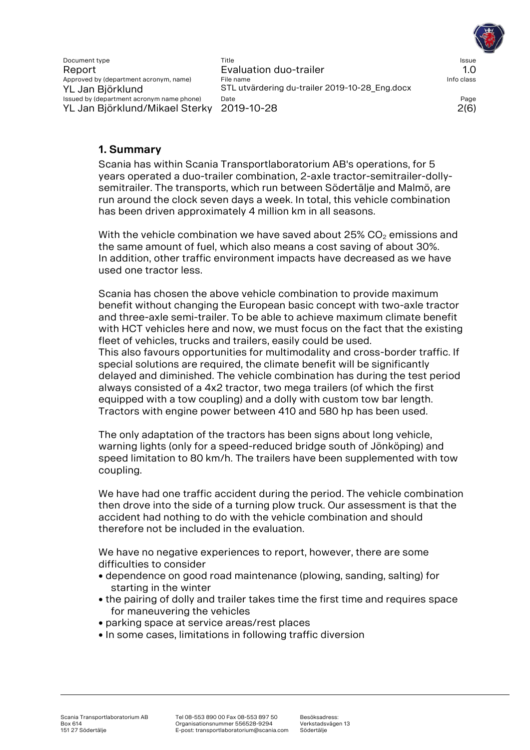## 1. Summary

Scania has within Scania Transportlaboratorium AB's operations, for 5 years operated a duo-trailer combination, 2-axle tractor-semitrailer-dolly-semitrailer. The transports, which run between Södertälje and Malmö, are run around the clock seven days a week. In total, this vehicle combination has been driven approximately 4 million km in all seasons.

With the vehicle combination we have saved about 25% $CO_2$ emissions and the same amount of fuel, which also means a cost saving of about 30%. In addition, other traffic environment impacts have decreased as we have used one tractor less.

Scania has chosen the above vehicle combination to provide maximum benefit without changing the European basic concept with two-axle tractor and three-axle semi-trailer. To be able to achieve maximum climate benefit with HCT vehicles here and now, we must focus on the fact that the existing fleet of vehicles, trucks and trailers, easily could be used.
This also favours opportunities for multimodality and cross-border traffic. If special solutions are required, the climate benefit will be significantly delayed and diminished. The vehicle combination has during the test period always consisted of a 4x2 tractor, two mega trailers (of which the first equipped with a tow coupling) and a dolly with custom tow bar length. Tractors with engine power between 410 and 580 hp has been used.

The only adaptation of the tractors has been signs about long vehicle, warning lights (only for a speed-reduced bridge south of Jönköping) and speed limitation to 80 km/h. The trailers have been supplemented with tow coupling.

We have had one traffic accident during the period. The vehicle combination then drove into the side of a turning plow truck. Our assessment is that the accident had nothing to do with the vehicle combination and should therefore not be included in the evaluation.

We have no negative experiences to report, however, there are some difficulties to consider

- dependence on good road maintenance (plowing, sanding, salting) for starting in the winter
- the pairing of dolly and trailer takes time the first time and requires space for maneuvering the vehicles
- parking space at service areas/rest places
- In some cases, limitations in following traffic diversion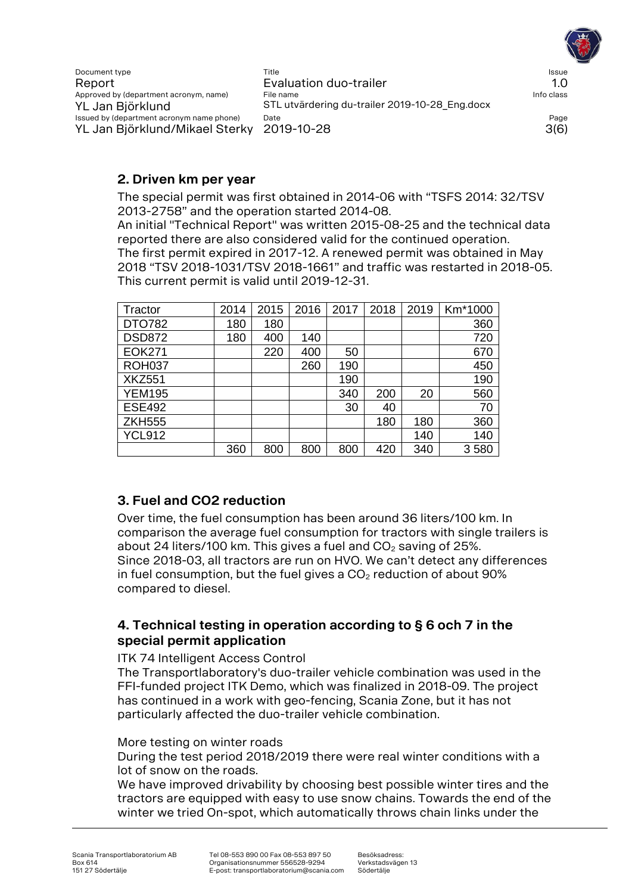## 2. Driven km per year

The special permit was first obtained in 2014-06 with "TSFS 2014: 32/TSV 2013-2758" and the operation started 2014-08.
An initial "Technical Report" was written 2015-08-25 and the technical data reported there are also considered valid for the continued operation.
The first permit expired in 2017-12. A renewed permit was obtained in May 2018 "TSV 2018-1031/TSV 2018-1661" and traffic was restarted in 2018-05. This current permit is valid until 2019-12-31.

| Tractor | 2014 | 2015 | 2016 | 2017 | 2018 | 2019 | Km*1000 |
|---|---|---|---|---|---|---|---|
| DTO782 | 180 | 180 | | | | | 360 |
| DSD872 | 180 | 400 | 140 | | | | 720 |
| EOK271 | | 220 | 400 | 50 | | | 670 |
| ROH037 | | | 260 | 190 | | | 450 |
| XKZ551 | | | | 190 | | | 190 |
| YEM195 | | | | 340 | 200 | 20 | 560 |
| ESE492 | | | | 30 | 40 | | 70 |
| ZKH555 | | | | | 180 | 180 | 360 |
| YCL912 | | | | | | 140 | 140 |
| | 360 | 800 | 800 | 800 | 420 | 340 | 3 580 |

## 3. Fuel and CO2 reduction

Over time, the fuel consumption has been around 36 liters/100 km. In comparison the average fuel consumption for tractors with single trailers is about 24 liters/100 km. This gives a fuel and $CO_2$ saving of 25%.
Since 2018-03, all tractors are run on HVO. We can't detect any differences in fuel consumption, but the fuel gives a $CO_2$ reduction of about 90% compared to diesel.

## 4. Technical testing in operation according to § 6 och 7 in the special permit application

ITK 74 Intelligent Access Control
The Transportlaboratory's duo-trailer vehicle combination was used in the FFI-funded project ITK Demo, which was finalized in 2018-09. The project has continued in a work with geo-fencing, Scania Zone, but it has not particularly affected the duo-trailer vehicle combination.

More testing on winter roads
During the test period 2018/2019 there were real winter conditions with a lot of snow on the roads.
We have improved drivability by choosing best possible winter tires and the tractors are equipped with easy to use snow chains. Towards the end of the winter we tried On-spot, which automatically throws chain links under the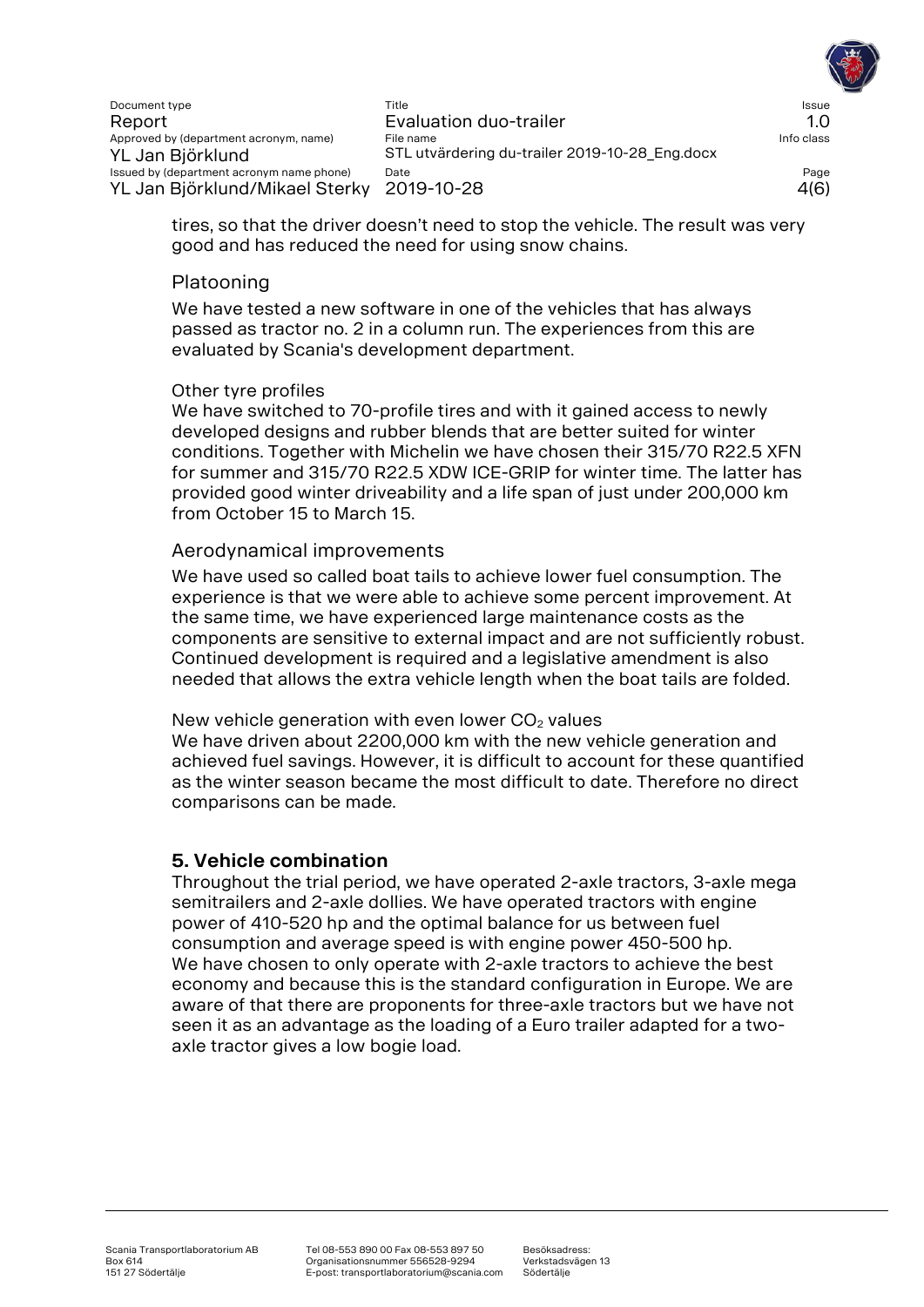tires, so that the driver doesn't need to stop the vehicle. The result was very good and has reduced the need for using snow chains.

### Platooning

We have tested a new software in one of the vehicles that has always passed as tractor no. 2 in a column run. The experiences from this are evaluated by Scania's development department.

#### Other tyre profiles

We have switched to 70-profile tires and with it gained access to newly developed designs and rubber blends that are better suited for winter conditions. Together with Michelin we have chosen their 315/70 R22.5 XFN for summer and 315/70 R22.5 XDW ICE-GRIP for winter time. The latter has provided good winter driveability and a life span of just under 200,000 km from October 15 to March 15.

### Aerodynamical improvements

We have used so called boat tails to achieve lower fuel consumption. The experience is that we were able to achieve some percent improvement. At the same time, we have experienced large maintenance costs as the components are sensitive to external impact and are not sufficiently robust. Continued development is required and a legislative amendment is also needed that allows the extra vehicle length when the boat tails are folded.

#### New vehicle generation with even lower $CO_2$ values

We have driven about 2200,000 km with the new vehicle generation and achieved fuel savings. However, it is difficult to account for these quantified as the winter season became the most difficult to date. Therefore no direct comparisons can be made.

## 5. Vehicle combination

Throughout the trial period, we have operated 2-axle tractors, 3-axle mega semitrailers and 2-axle dollies. We have operated tractors with engine power of 410-520 hp and the optimal balance for us between fuel consumption and average speed is with engine power 450-500 hp.
We have chosen to only operate with 2-axle tractors to achieve the best economy and because this is the standard configuration in Europe. We are aware of that there are proponents for three-axle tractors but we have not seen it as an advantage as the loading of a Euro trailer adapted for a two-axle tractor gives a low bogie load.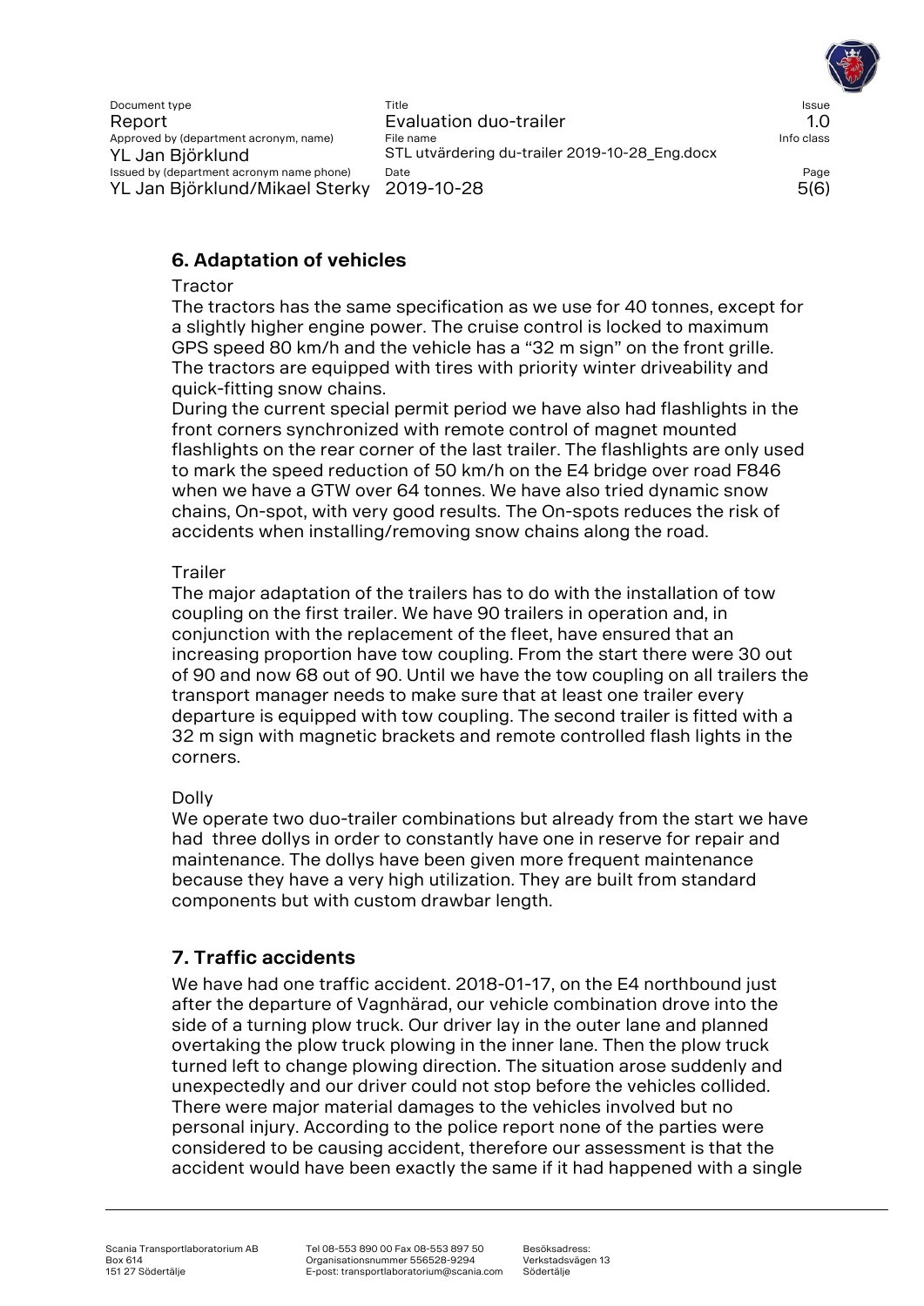## 6. Adaptation of vehicles

Tractor

The tractors has the same specification as we use for 40 tonnes, except for a slightly higher engine power. The cruise control is locked to maximum GPS speed 80 km/h and the vehicle has a “32 m sign” on the front grille. The tractors are equipped with tires with priority winter driveability and quick-fitting snow chains.

During the current special permit period we have also had flashlights in the front corners synchronized with remote control of magnet mounted flashlights on the rear corner of the last trailer. The flashlights are only used to mark the speed reduction of 50 km/h on the E4 bridge over road F846 when we have a GTW over 64 tonnes. We have also tried dynamic snow chains, On-spot, with very good results. The On-spots reduces the risk of accidents when installing/removing snow chains along the road.

Trailer

The major adaptation of the trailers has to do with the installation of tow coupling on the first trailer. We have 90 trailers in operation and, in conjunction with the replacement of the fleet, have ensured that an increasing proportion have tow coupling. From the start there were 30 out of 90 and now 68 out of 90. Until we have the tow coupling on all trailers the transport manager needs to make sure that at least one trailer every departure is equipped with tow coupling. The second trailer is fitted with a 32 m sign with magnetic brackets and remote controlled flash lights in the corners.

Dolly

We operate two duo-trailer combinations but already from the start we have had three dollys in order to constantly have one in reserve for repair and maintenance. The dollys have been given more frequent maintenance because they have a very high utilization. They are built from standard components but with custom drawbar length.

## 7. Traffic accidents

We have had one traffic accident. 2018-01-17, on the E4 northbound just after the departure of Vagnhärad, our vehicle combination drove into the side of a turning plow truck. Our driver lay in the outer lane and planned overtaking the plow truck plowing in the inner lane. Then the plow truck turned left to change plowing direction. The situation arose suddenly and unexpectedly and our driver could not stop before the vehicles collided. There were major material damages to the vehicles involved but no personal injury. According to the police report none of the parties were considered to be causing accident, therefore our assessment is that the accident would have been exactly the same if it had happened with a single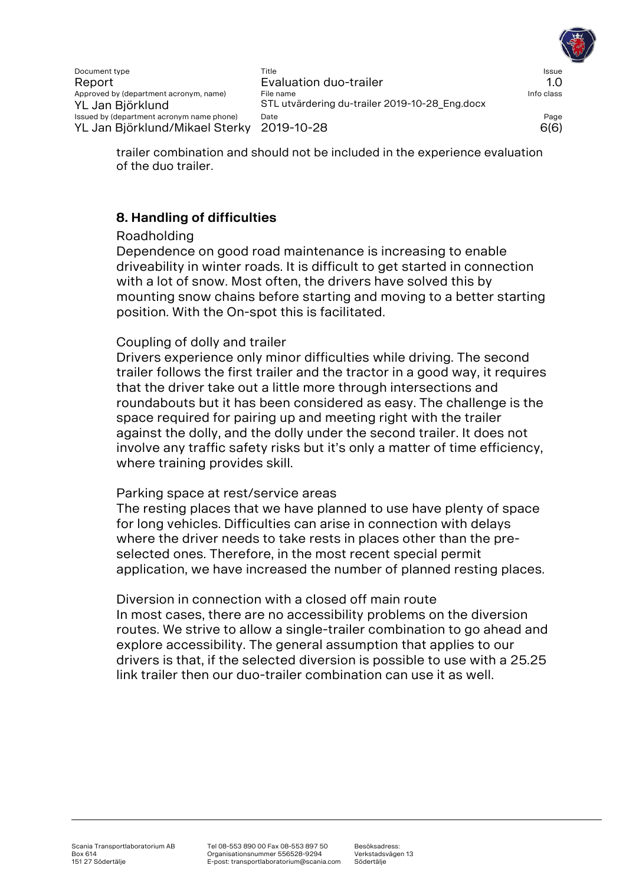trailer combination and should not be included in the experience evaluation of the duo trailer.

## 8. Handling of difficulties

Roadholding

Dependence on good road maintenance is increasing to enable driveability in winter roads. It is difficult to get started in connection with a lot of snow. Most often, the drivers have solved this by mounting snow chains before starting and moving to a better starting position. With the On-spot this is facilitated.

Coupling of dolly and trailer

Drivers experience only minor difficulties while driving. The second trailer follows the first trailer and the tractor in a good way, it requires that the driver take out a little more through intersections and roundabouts but it has been considered as easy. The challenge is the space required for pairing up and meeting right with the trailer against the dolly, and the dolly under the second trailer. It does not involve any traffic safety risks but it's only a matter of time efficiency, where training provides skill.

Parking space at rest/service areas

The resting places that we have planned to use have plenty of space for long vehicles. Difficulties can arise in connection with delays where the driver needs to take rests in places other than the pre-selected ones. Therefore, in the most recent special permit application, we have increased the number of planned resting places.

Diversion in connection with a closed off main route

In most cases, there are no accessibility problems on the diversion routes. We strive to allow a single-trailer combination to go ahead and explore accessibility. The general assumption that applies to our drivers is that, if the selected diversion is possible to use with a 25.25 link trailer then our duo-trailer combination can use it as well.